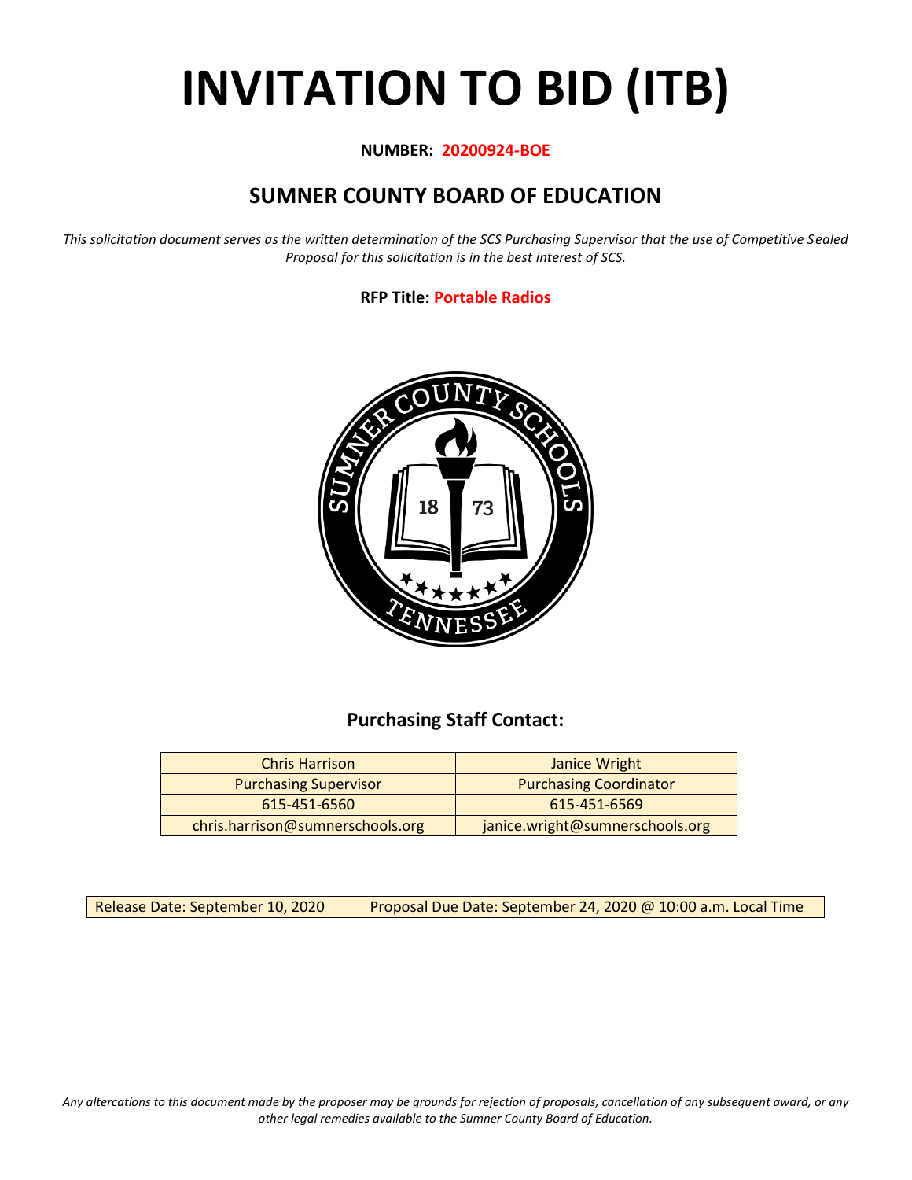# INVITATION TO BID (ITB)

**NUMBER: 20200924-BOE**

## SUMNER COUNTY BOARD OF EDUCATION

*This solicitation document serves as the written determination of the SCS Purchasing Supervisor that the use of Competitive Sealed Proposal for this solicitation is in the best interest of SCS.*

**RFP Title: Portable Radios**

### Purchasing Staff Contact:

| Chris Harrison | Janice Wright |
|---|---|
| Purchasing Supervisor | Purchasing Coordinator |
| 615-451-6560 | 615-451-6569 |
| chris.harrison@sumnerschools.org | janice.wright@sumnerschools.org |

| Release Date: September 10, 2020 | Proposal Due Date: September 24, 2020 @ 10:00 a.m. Local Time |
|---|---|

*Any altercations to this document made by the proposer may be grounds for rejection of proposals, cancellation of any subsequent award, or any other legal remedies available to the Sumner County Board of Education.*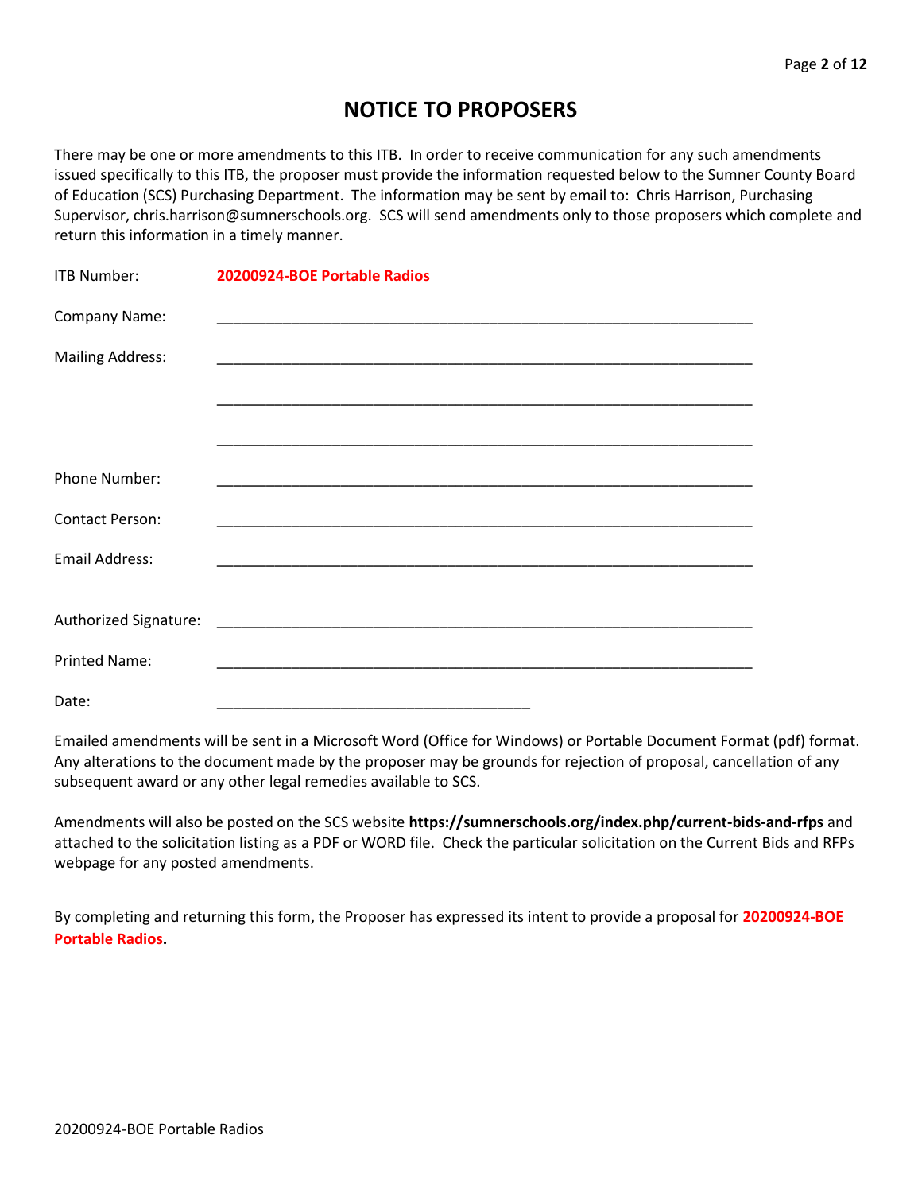# NOTICE TO PROPOSERS

There may be one or more amendments to this ITB. In order to receive communication for any such amendments issued specifically to this ITB, the proposer must provide the information requested below to the Sumner County Board of Education (SCS) Purchasing Department. The information may be sent by email to: Chris Harrison, Purchasing Supervisor, chris.harrison@sumnerschools.org. SCS will send amendments only to those proposers which complete and return this information in a timely manner.

ITB Number: **20200924-BOE Portable Radios**

Company Name: ___________________________________________________________________

Mailing Address: ___________________________________________________________________

___________________________________________________________________

___________________________________________________________________

Phone Number: ___________________________________________________________________

Contact Person: ___________________________________________________________________

Email Address: ___________________________________________________________________

Authorized Signature: ___________________________________________________________________

Printed Name: ___________________________________________________________________

Date: _______________________________________

Emailed amendments will be sent in a Microsoft Word (Office for Windows) or Portable Document Format (pdf) format. Any alterations to the document made by the proposer may be grounds for rejection of proposal, cancellation of any subsequent award or any other legal remedies available to SCS.

Amendments will also be posted on the SCS website **https://sumnerschools.org/index.php/current-bids-and-rfps** and attached to the solicitation listing as a PDF or WORD file. Check the particular solicitation on the Current Bids and RFPs webpage for any posted amendments.

By completing and returning this form, the Proposer has expressed its intent to provide a proposal for **20200924-BOE Portable Radios.**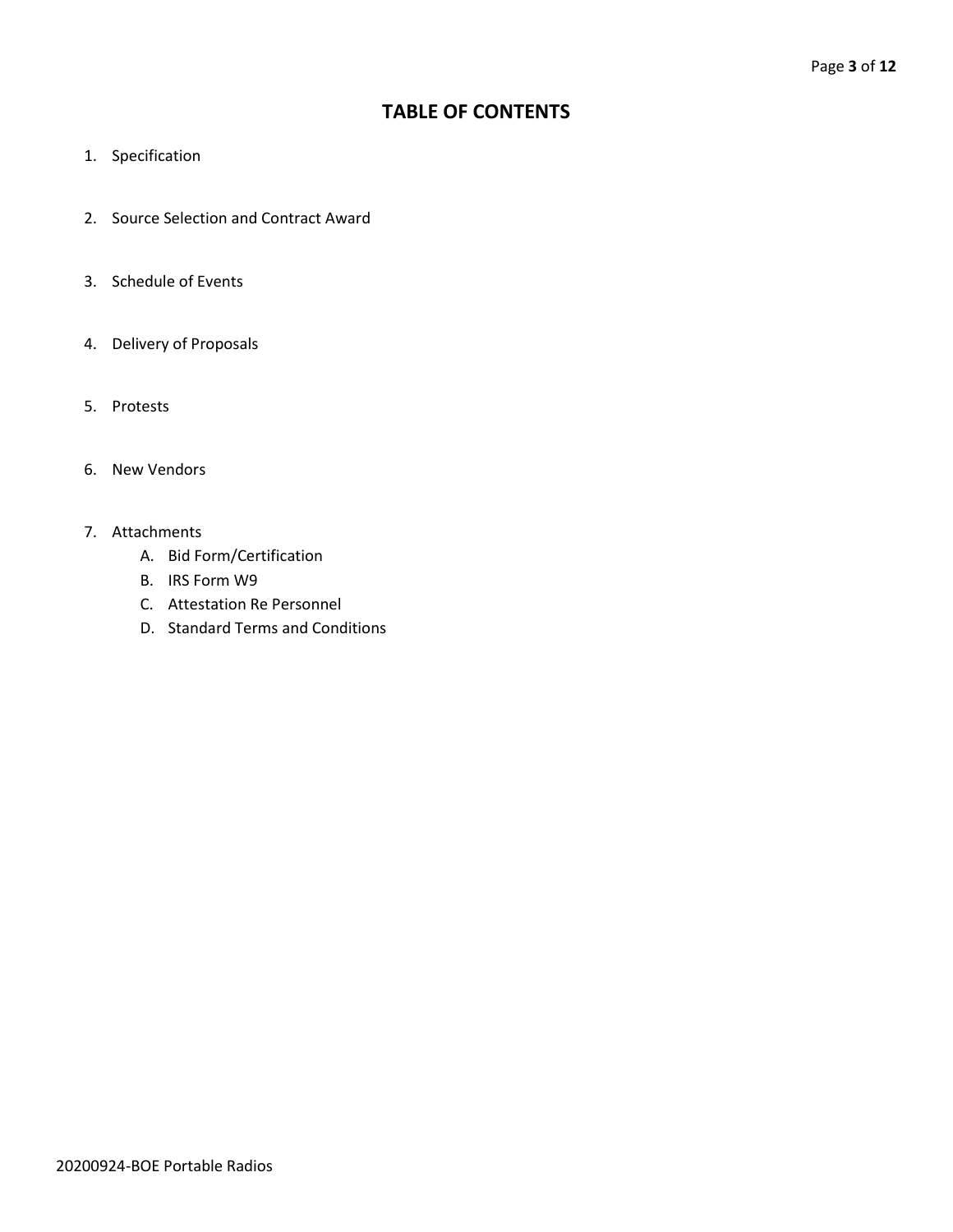# TABLE OF CONTENTS

1. Specification

2. Source Selection and Contract Award

3. Schedule of Events

4. Delivery of Proposals

5. Protests

6. New Vendors

7. Attachments
   A. Bid Form/Certification
   B. IRS Form W9
   C. Attestation Re Personnel
   D. Standard Terms and Conditions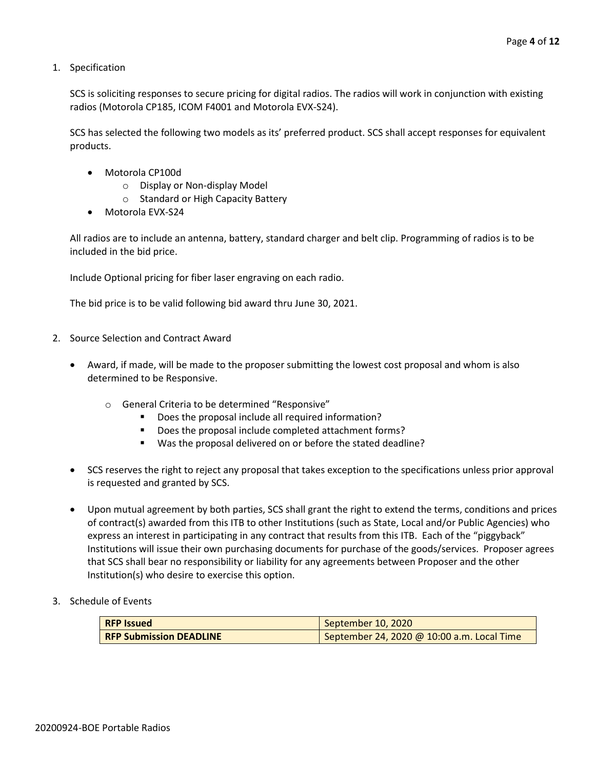1. Specification

   SCS is soliciting responses to secure pricing for digital radios. The radios will work in conjunction with existing radios (Motorola CP185, ICOM F4001 and Motorola EVX-S24).

   SCS has selected the following two models as its' preferred product. SCS shall accept responses for equivalent products.

   - Motorola CP100d
     - Display or Non-display Model
     - Standard or High Capacity Battery
   - Motorola EVX-S24

   All radios are to include an antenna, battery, standard charger and belt clip. Programming of radios is to be included in the bid price.

   Include Optional pricing for fiber laser engraving on each radio.

   The bid price is to be valid following bid award thru June 30, 2021.

2. Source Selection and Contract Award

   - Award, if made, will be made to the proposer submitting the lowest cost proposal and whom is also determined to be Responsive.
     - General Criteria to be determined "Responsive"
       - Does the proposal include all required information?
       - Does the proposal include completed attachment forms?
       - Was the proposal delivered on or before the stated deadline?
   - SCS reserves the right to reject any proposal that takes exception to the specifications unless prior approval is requested and granted by SCS.
   - Upon mutual agreement by both parties, SCS shall grant the right to extend the terms, conditions and prices of contract(s) awarded from this ITB to other Institutions (such as State, Local and/or Public Agencies) who express an interest in participating in any contract that results from this ITB. Each of the "piggyback" Institutions will issue their own purchasing documents for purchase of the goods/services. Proposer agrees that SCS shall bear no responsibility or liability for any agreements between Proposer and the other Institution(s) who desire to exercise this option.

3. Schedule of Events

| **RFP Issued** | September 10, 2020 |
|---|---|
| **RFP Submission DEADLINE** | September 24, 2020 @ 10:00 a.m. Local Time |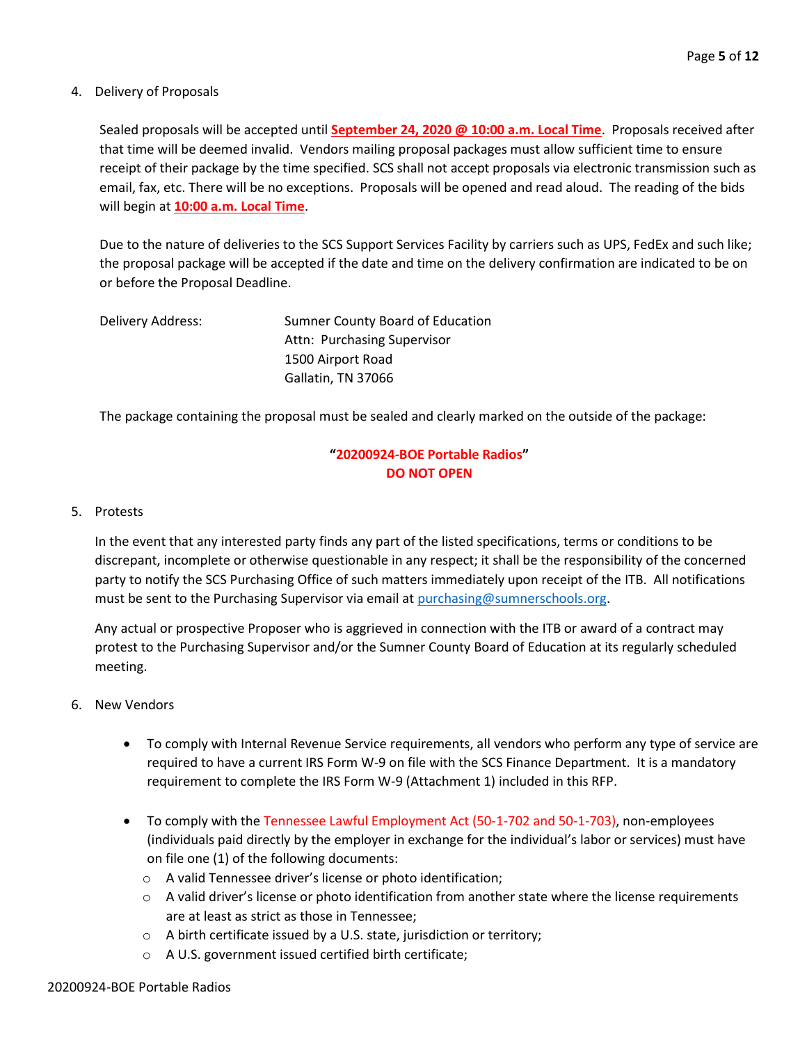4. Delivery of Proposals

   Sealed proposals will be accepted until **September 24, 2020 @ 10:00 a.m. Local Time**. Proposals received after that time will be deemed invalid. Vendors mailing proposal packages must allow sufficient time to ensure receipt of their package by the time specified. SCS shall not accept proposals via electronic transmission such as email, fax, etc. There will be no exceptions. Proposals will be opened and read aloud. The reading of the bids will begin at **10:00 a.m. Local Time**.

   Due to the nature of deliveries to the SCS Support Services Facility by carriers such as UPS, FedEx and such like; the proposal package will be accepted if the date and time on the delivery confirmation are indicated to be on or before the Proposal Deadline.

   Delivery Address: Sumner County Board of Education
   Attn: Purchasing Supervisor
   1500 Airport Road
   Gallatin, TN 37066

   The package containing the proposal must be sealed and clearly marked on the outside of the package:

   **"20200924-BOE Portable Radios"**
   **DO NOT OPEN**

5. Protests

   In the event that any interested party finds any part of the listed specifications, terms or conditions to be discrepant, incomplete or otherwise questionable in any respect; it shall be the responsibility of the concerned party to notify the SCS Purchasing Office of such matters immediately upon receipt of the ITB. All notifications must be sent to the Purchasing Supervisor via email at purchasing@sumnerschools.org.

   Any actual or prospective Proposer who is aggrieved in connection with the ITB or award of a contract may protest to the Purchasing Supervisor and/or the Sumner County Board of Education at its regularly scheduled meeting.

6. New Vendors

   - To comply with Internal Revenue Service requirements, all vendors who perform any type of service are required to have a current IRS Form W-9 on file with the SCS Finance Department. It is a mandatory requirement to complete the IRS Form W-9 (Attachment 1) included in this RFP.

   - To comply with the Tennessee Lawful Employment Act (50-1-702 and 50-1-703), non-employees (individuals paid directly by the employer in exchange for the individual's labor or services) must have on file one (1) of the following documents:
     - A valid Tennessee driver's license or photo identification;
     - A valid driver's license or photo identification from another state where the license requirements are at least as strict as those in Tennessee;
     - A birth certificate issued by a U.S. state, jurisdiction or territory;
     - A U.S. government issued certified birth certificate;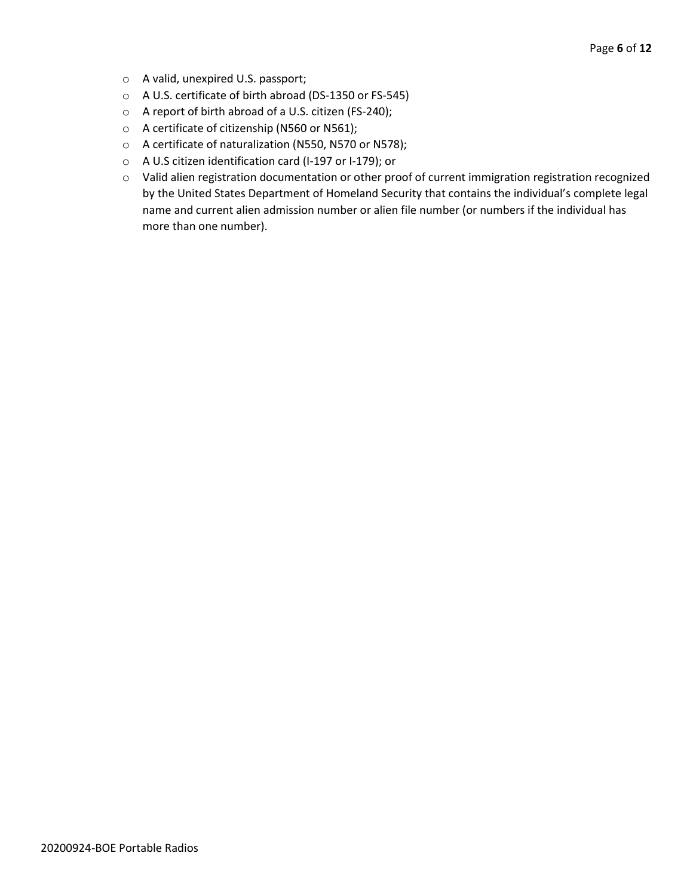- A valid, unexpired U.S. passport;
- A U.S. certificate of birth abroad (DS-1350 or FS-545)
- A report of birth abroad of a U.S. citizen (FS-240);
- A certificate of citizenship (N560 or N561);
- A certificate of naturalization (N550, N570 or N578);
- A U.S citizen identification card (I-197 or I-179); or
- Valid alien registration documentation or other proof of current immigration registration recognized by the United States Department of Homeland Security that contains the individual's complete legal name and current alien admission number or alien file number (or numbers if the individual has more than one number).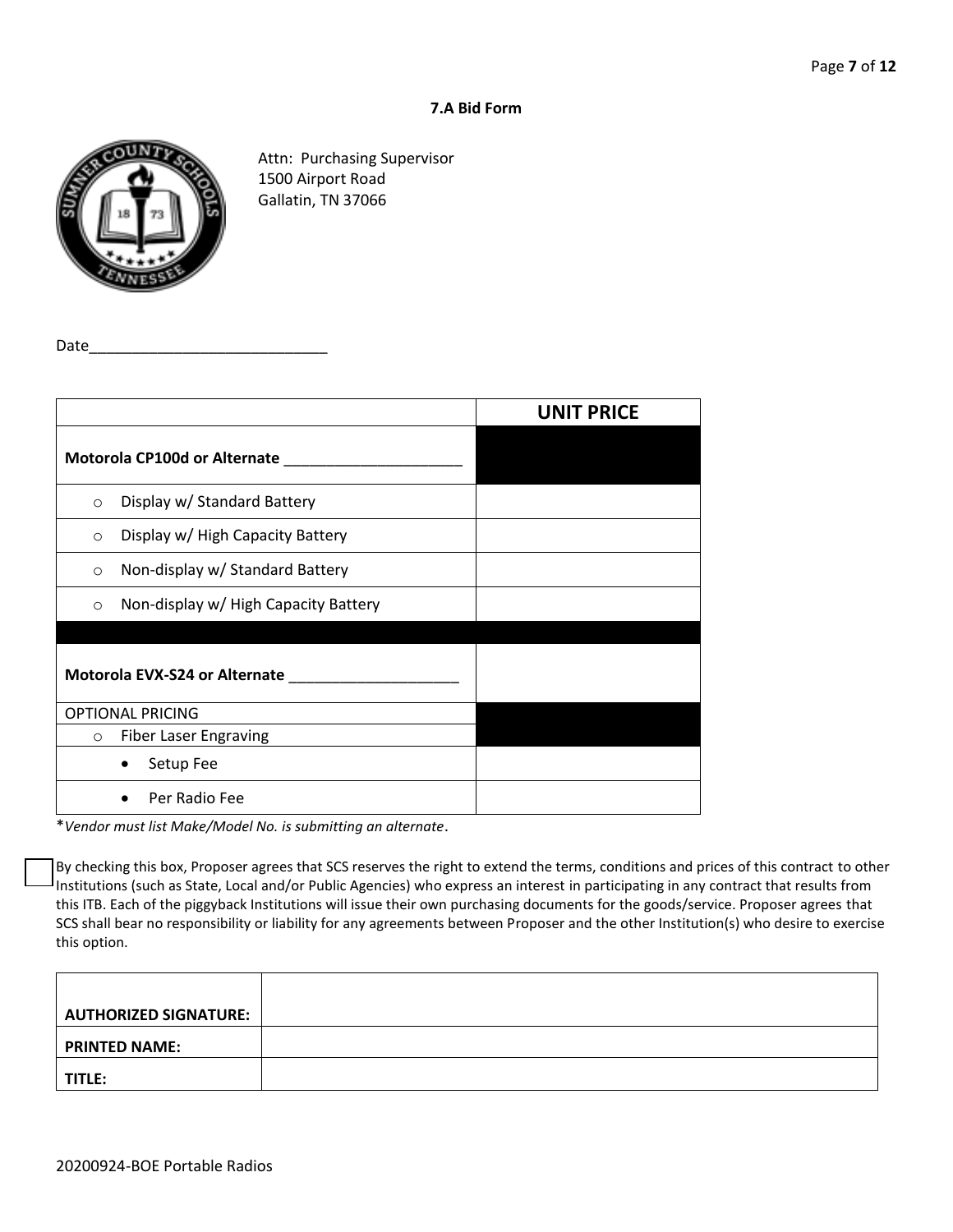**7.A Bid Form**

Attn: Purchasing Supervisor
1500 Airport Road
Gallatin, TN 37066

Date_____________________________

| | UNIT PRICE |
|---|---|
| **Motorola CP100d or Alternate** _____________________ | |
| ○ Display w/ Standard Battery | |
| ○ Display w/ High Capacity Battery | |
| ○ Non-display w/ Standard Battery | |
| ○ Non-display w/ High Capacity Battery | |
| | |
| **Motorola EVX-S24 or Alternate** ____________________ | |
| OPTIONAL PRICING | |
| ○ Fiber Laser Engraving | |
| • Setup Fee | |
| • Per Radio Fee | |

**Vendor must list Make/Model No. is submitting an alternate*.

☐ By checking this box, Proposer agrees that SCS reserves the right to extend the terms, conditions and prices of this contract to other Institutions (such as State, Local and/or Public Agencies) who express an interest in participating in any contract that results from this ITB. Each of the piggyback Institutions will issue their own purchasing documents for the goods/service. Proposer agrees that SCS shall bear no responsibility or liability for any agreements between Proposer and the other Institution(s) who desire to exercise this option.

| | |
|---|---|
| **AUTHORIZED SIGNATURE:** | |
| **PRINTED NAME:** | |
| **TITLE:** | |

20200924-BOE Portable Radios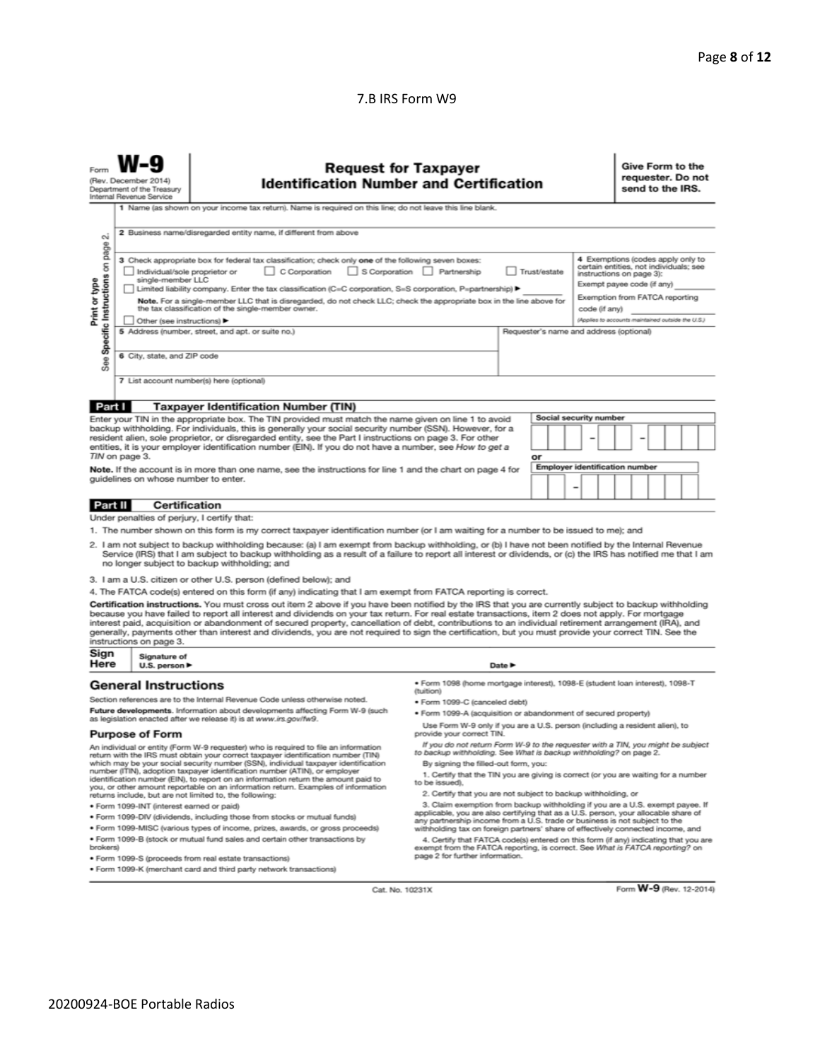7.B IRS Form W9

Form **W-9**
(Rev. December 2014)
Department of the Treasury
Internal Revenue Service

# Request for Taxpayer Identification Number and Certification

**Give Form to the requester. Do not send to the IRS.**

Print or type
See Specific Instructions on page 2.

1 Name (as shown on your income tax return). Name is required on this line; do not leave this line blank.

2 Business name/disregarded entity name, if different from above

3 Check appropriate box for federal tax classification; check only **one** of the following seven boxes:

☐ Individual/sole proprietor or single-member LLC ☐ C Corporation ☐ S Corporation ☐ Partnership ☐ Trust/estate

☐ Limited liability company. Enter the tax classification (C=C corporation, S=S corporation, P=partnership) ▶ ________

**Note.** For a single-member LLC that is disregarded, do not check LLC; check the appropriate box in the line above for the tax classification of the single-member owner.

☐ Other (see instructions) ▶

4 Exemptions (codes apply only to certain entities, not individuals; see instructions on page 3):

Exempt payee code (if any) ________

Exemption from FATCA reporting code (if any) ________

*(Applies to accounts maintained outside the U.S.)*

5 Address (number, street, and apt. or suite no.)

Requester's name and address (optional)

6 City, state, and ZIP code

7 List account number(s) here (optional)

## Part I Taxpayer Identification Number (TIN)

Enter your TIN in the appropriate box. The TIN provided must match the name given on line 1 to avoid backup withholding. For individuals, this is generally your social security number (SSN). However, for a resident alien, sole proprietor, or disregarded entity, see the Part I instructions on page 3. For other entities, it is your employer identification number (EIN). If you do not have a number, see *How to get a TIN* on page 3.

**Note.** If the account is in more than one name, see the instructions for line 1 and the chart on page 4 for guidelines on whose number to enter.

**Social security number**

☐☐☐ – ☐☐ – ☐☐☐☐

or

**Employer identification number**

☐☐ – ☐☐☐☐☐☐☐

## Part II Certification

Under penalties of perjury, I certify that:

1. The number shown on this form is my correct taxpayer identification number (or I am waiting for a number to be issued to me); and
2. I am not subject to backup withholding because: (a) I am exempt from backup withholding, or (b) I have not been notified by the Internal Revenue Service (IRS) that I am subject to backup withholding as a result of a failure to report all interest or dividends, or (c) the IRS has notified me that I am no longer subject to backup withholding; and
3. I am a U.S. citizen or other U.S. person (defined below); and
4. The FATCA code(s) entered on this form (if any) indicating that I am exempt from FATCA reporting is correct.

**Certification instructions.** You must cross out item 2 above if you have been notified by the IRS that you are currently subject to backup withholding because you have failed to report all interest and dividends on your tax return. For real estate transactions, item 2 does not apply. For mortgage interest paid, acquisition or abandonment of secured property, cancellation of debt, contributions to an individual retirement arrangement (IRA), and generally, payments other than interest and dividends, you are not required to sign the certification, but you must provide your correct TIN. See the instructions on page 3.

**Sign Here** Signature of U.S. person ▶ Date ▶

## General Instructions

Section references are to the Internal Revenue Code unless otherwise noted.

**Future developments.** Information about developments affecting Form W-9 (such as legislation enacted after we release it) is at *www.irs.gov/fw9*.

### Purpose of Form

An individual or entity (Form W-9 requester) who is required to file an information return with the IRS must obtain your correct taxpayer identification number (TIN) which may be your social security number (SSN), individual taxpayer identification number (ITIN), adoption taxpayer identification number (ATIN), or employer identification number (EIN), to report on an information return the amount paid to you, or other amount reportable on an information return. Examples of information returns include, but are not limited to, the following:

- Form 1099-INT (interest earned or paid)
- Form 1099-DIV (dividends, including those from stocks or mutual funds)
- Form 1099-MISC (various types of income, prizes, awards, or gross proceeds)
- Form 1099-B (stock or mutual fund sales and certain other transactions by brokers)
- Form 1099-S (proceeds from real estate transactions)
- Form 1099-K (merchant card and third party network transactions)
- Form 1098 (home mortgage interest), 1098-E (student loan interest), 1098-T (tuition)
- Form 1099-C (canceled debt)
- Form 1099-A (acquisition or abandonment of secured property)

Use Form W-9 only if you are a U.S. person (including a resident alien), to provide your correct TIN.

*If you do not return Form W-9 to the requester with a TIN, you might be subject to backup withholding. See What is backup withholding? on page 2.*

By signing the filled-out form, you:

1. Certify that the TIN you are giving is correct (or you are waiting for a number to be issued),
2. Certify that you are not subject to backup withholding, or
3. Claim exemption from backup withholding if you are a U.S. exempt payee. If applicable, you are also certifying that as a U.S. person, your allocable share of any partnership income from a U.S. trade or business is not subject to the withholding tax on foreign partners' share of effectively connected income, and
4. Certify that FATCA code(s) entered on this form (if any) indicating that you are exempt from the FATCA reporting, is correct. See *What is FATCA reporting?* on page 2 for further information.

Cat. No. 10231X

Form **W-9** (Rev. 12-2014)

20200924-BOE Portable Radios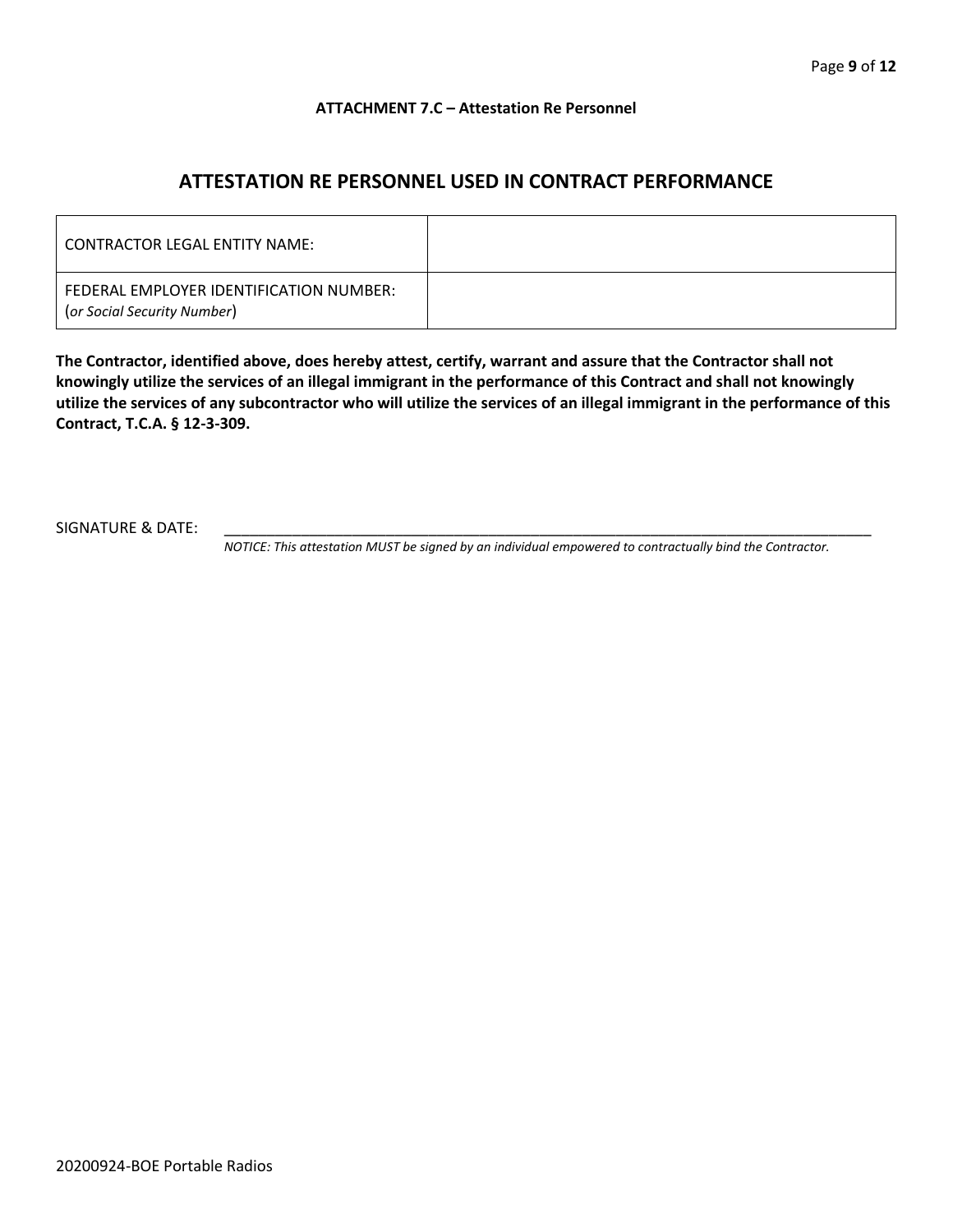**ATTACHMENT 7.C – Attestation Re Personnel**

## ATTESTATION RE PERSONNEL USED IN CONTRACT PERFORMANCE

| CONTRACTOR LEGAL ENTITY NAME: | |
|---|---|
| FEDERAL EMPLOYER IDENTIFICATION NUMBER: (*or Social Security Number*) | |

**The Contractor, identified above, does hereby attest, certify, warrant and assure that the Contractor shall not knowingly utilize the services of an illegal immigrant in the performance of this Contract and shall not knowingly utilize the services of any subcontractor who will utilize the services of an illegal immigrant in the performance of this Contract, T.C.A. § 12-3-309.**

SIGNATURE & DATE: ____________________________________________________________________________________

*NOTICE: This attestation MUST be signed by an individual empowered to contractually bind the Contractor.*

20200924-BOE Portable Radios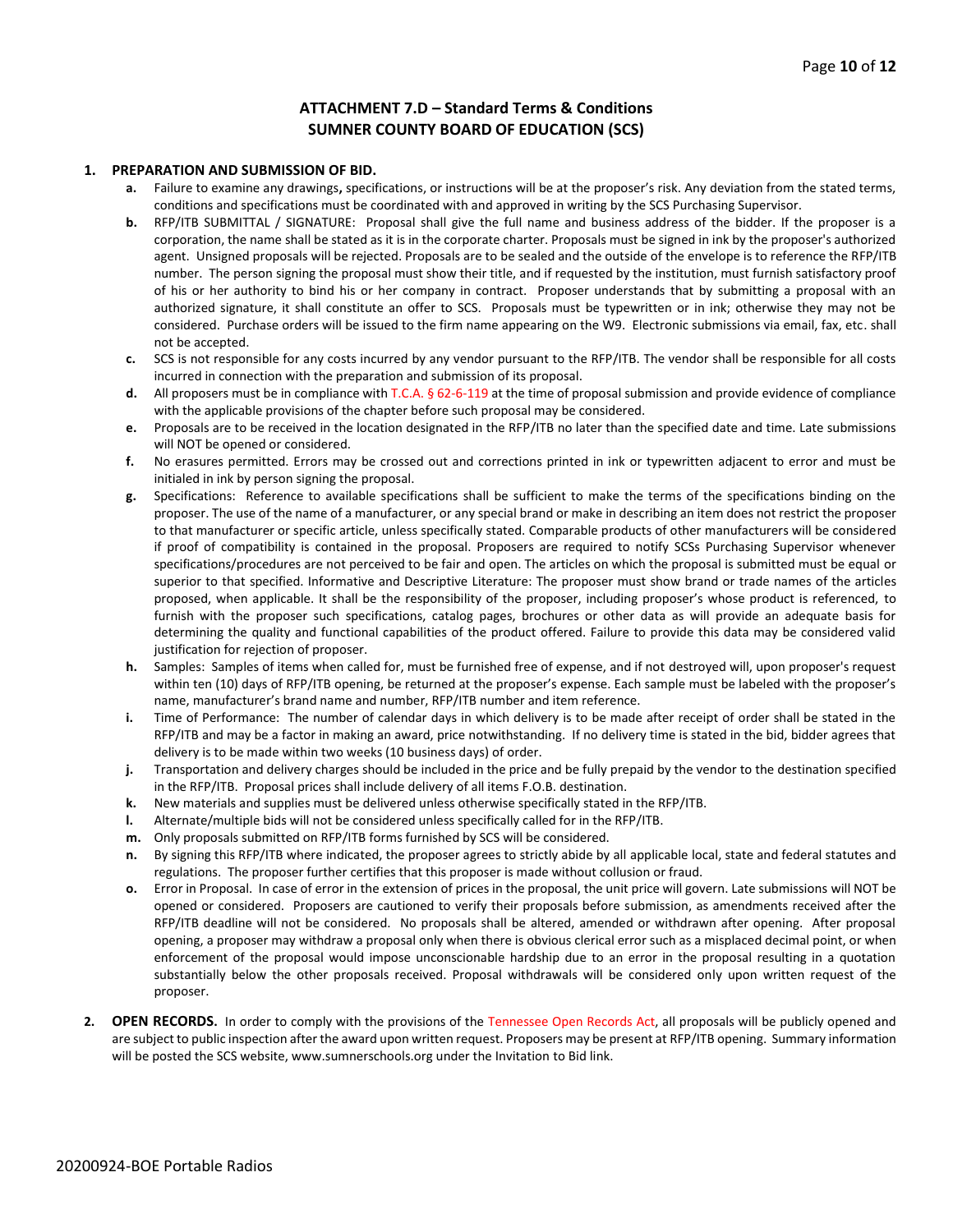## ATTACHMENT 7.D – Standard Terms & Conditions
## SUMNER COUNTY BOARD OF EDUCATION (SCS)

1. **PREPARATION AND SUBMISSION OF BID.**
    - **a.** Failure to examine any drawings**,** specifications, or instructions will be at the proposer's risk. Any deviation from the stated terms, conditions and specifications must be coordinated with and approved in writing by the SCS Purchasing Supervisor.
    - **b.** RFP/ITB SUBMITTAL / SIGNATURE: Proposal shall give the full name and business address of the bidder. If the proposer is a corporation, the name shall be stated as it is in the corporate charter. Proposals must be signed in ink by the proposer's authorized agent. Unsigned proposals will be rejected. Proposals are to be sealed and the outside of the envelope is to reference the RFP/ITB number. The person signing the proposal must show their title, and if requested by the institution, must furnish satisfactory proof of his or her authority to bind his or her company in contract. Proposer understands that by submitting a proposal with an authorized signature, it shall constitute an offer to SCS. Proposals must be typewritten or in ink; otherwise they may not be considered. Purchase orders will be issued to the firm name appearing on the W9. Electronic submissions via email, fax, etc. shall not be accepted.
    - **c.** SCS is not responsible for any costs incurred by any vendor pursuant to the RFP/ITB. The vendor shall be responsible for all costs incurred in connection with the preparation and submission of its proposal.
    - **d.** All proposers must be in compliance with T.C.A. § 62-6-119 at the time of proposal submission and provide evidence of compliance with the applicable provisions of the chapter before such proposal may be considered.
    - **e.** Proposals are to be received in the location designated in the RFP/ITB no later than the specified date and time. Late submissions will NOT be opened or considered.
    - **f.** No erasures permitted. Errors may be crossed out and corrections printed in ink or typewritten adjacent to error and must be initialed in ink by person signing the proposal.
    - **g.** Specifications: Reference to available specifications shall be sufficient to make the terms of the specifications binding on the proposer. The use of the name of a manufacturer, or any special brand or make in describing an item does not restrict the proposer to that manufacturer or specific article, unless specifically stated. Comparable products of other manufacturers will be considered if proof of compatibility is contained in the proposal. Proposers are required to notify SCSs Purchasing Supervisor whenever specifications/procedures are not perceived to be fair and open. The articles on which the proposal is submitted must be equal or superior to that specified. Informative and Descriptive Literature: The proposer must show brand or trade names of the articles proposed, when applicable. It shall be the responsibility of the proposer, including proposer's whose product is referenced, to furnish with the proposer such specifications, catalog pages, brochures or other data as will provide an adequate basis for determining the quality and functional capabilities of the product offered. Failure to provide this data may be considered valid justification for rejection of proposer.
    - **h.** Samples: Samples of items when called for, must be furnished free of expense, and if not destroyed will, upon proposer's request within ten (10) days of RFP/ITB opening, be returned at the proposer's expense. Each sample must be labeled with the proposer's name, manufacturer's brand name and number, RFP/ITB number and item reference.
    - **i.** Time of Performance: The number of calendar days in which delivery is to be made after receipt of order shall be stated in the RFP/ITB and may be a factor in making an award, price notwithstanding. If no delivery time is stated in the bid, bidder agrees that delivery is to be made within two weeks (10 business days) of order.
    - **j.** Transportation and delivery charges should be included in the price and be fully prepaid by the vendor to the destination specified in the RFP/ITB. Proposal prices shall include delivery of all items F.O.B. destination.
    - **k.** New materials and supplies must be delivered unless otherwise specifically stated in the RFP/ITB.
    - **l.** Alternate/multiple bids will not be considered unless specifically called for in the RFP/ITB.
    - **m.** Only proposals submitted on RFP/ITB forms furnished by SCS will be considered.
    - **n.** By signing this RFP/ITB where indicated, the proposer agrees to strictly abide by all applicable local, state and federal statutes and regulations. The proposer further certifies that this proposer is made without collusion or fraud.
    - **o.** Error in Proposal. In case of error in the extension of prices in the proposal, the unit price will govern. Late submissions will NOT be opened or considered. Proposers are cautioned to verify their proposals before submission, as amendments received after the RFP/ITB deadline will not be considered. No proposals shall be altered, amended or withdrawn after opening. After proposal opening, a proposer may withdraw a proposal only when there is obvious clerical error such as a misplaced decimal point, or when enforcement of the proposal would impose unconscionable hardship due to an error in the proposal resulting in a quotation substantially below the other proposals received. Proposal withdrawals will be considered only upon written request of the proposer.

2. **OPEN RECORDS.** In order to comply with the provisions of the Tennessee Open Records Act, all proposals will be publicly opened and are subject to public inspection after the award upon written request. Proposers may be present at RFP/ITB opening. Summary information will be posted the SCS website, www.sumnerschools.org under the Invitation to Bid link.

20200924-BOE Portable Radios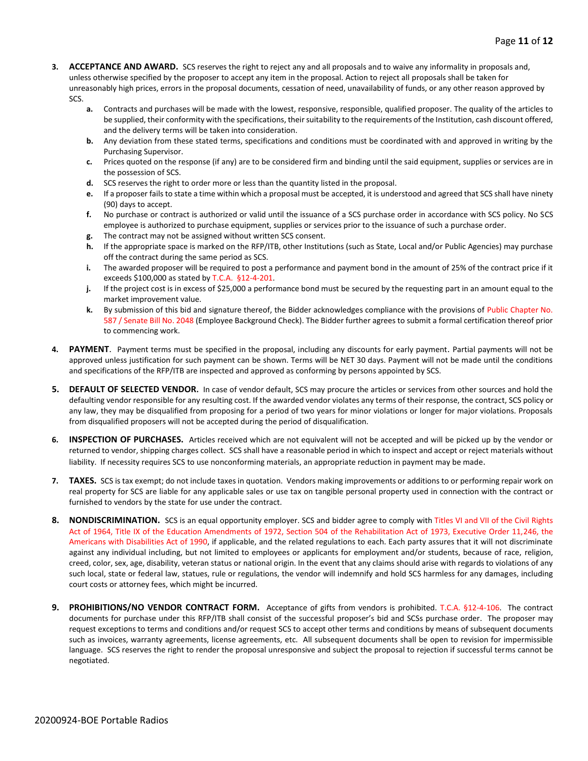3. **ACCEPTANCE AND AWARD.** SCS reserves the right to reject any and all proposals and to waive any informality in proposals and, unless otherwise specified by the proposer to accept any item in the proposal. Action to reject all proposals shall be taken for unreasonably high prices, errors in the proposal documents, cessation of need, unavailability of funds, or any other reason approved by SCS.
    - **a.** Contracts and purchases will be made with the lowest, responsive, responsible, qualified proposer. The quality of the articles to be supplied, their conformity with the specifications, their suitability to the requirements of the Institution, cash discount offered, and the delivery terms will be taken into consideration.
    - **b.** Any deviation from these stated terms, specifications and conditions must be coordinated with and approved in writing by the Purchasing Supervisor.
    - **c.** Prices quoted on the response (if any) are to be considered firm and binding until the said equipment, supplies or services are in the possession of SCS.
    - **d.** SCS reserves the right to order more or less than the quantity listed in the proposal.
    - **e.** If a proposer fails to state a time within which a proposal must be accepted, it is understood and agreed that SCS shall have ninety (90) days to accept.
    - **f.** No purchase or contract is authorized or valid until the issuance of a SCS purchase order in accordance with SCS policy. No SCS employee is authorized to purchase equipment, supplies or services prior to the issuance of such a purchase order.
    - **g.** The contract may not be assigned without written SCS consent.
    - **h.** If the appropriate space is marked on the RFP/ITB, other Institutions (such as State, Local and/or Public Agencies) may purchase off the contract during the same period as SCS.
    - **i.** The awarded proposer will be required to post a performance and payment bond in the amount of 25% of the contract price if it exceeds $100,000 as stated by T.C.A. §12-4-201.
    - **j.** If the project cost is in excess of $25,000 a performance bond must be secured by the requesting part in an amount equal to the market improvement value.
    - **k.** By submission of this bid and signature thereof, the Bidder acknowledges compliance with the provisions of Public Chapter No. 587 / Senate Bill No. 2048 (Employee Background Check). The Bidder further agrees to submit a formal certification thereof prior to commencing work.

4. **PAYMENT**. Payment terms must be specified in the proposal, including any discounts for early payment. Partial payments will not be approved unless justification for such payment can be shown. Terms will be NET 30 days. Payment will not be made until the conditions and specifications of the RFP/ITB are inspected and approved as conforming by persons appointed by SCS.

5. **DEFAULT OF SELECTED VENDOR.** In case of vendor default, SCS may procure the articles or services from other sources and hold the defaulting vendor responsible for any resulting cost. If the awarded vendor violates any terms of their response, the contract, SCS policy or any law, they may be disqualified from proposing for a period of two years for minor violations or longer for major violations. Proposals from disqualified proposers will not be accepted during the period of disqualification.

6. **INSPECTION OF PURCHASES.** Articles received which are not equivalent will not be accepted and will be picked up by the vendor or returned to vendor, shipping charges collect. SCS shall have a reasonable period in which to inspect and accept or reject materials without liability. If necessity requires SCS to use nonconforming materials, an appropriate reduction in payment may be made.

7. **TAXES.** SCS is tax exempt; do not include taxes in quotation. Vendors making improvements or additions to or performing repair work on real property for SCS are liable for any applicable sales or use tax on tangible personal property used in connection with the contract or furnished to vendors by the state for use under the contract.

8. **NONDISCRIMINATION.** SCS is an equal opportunity employer. SCS and bidder agree to comply with Titles VI and VII of the Civil Rights Act of 1964, Title IX of the Education Amendments of 1972, Section 504 of the Rehabilitation Act of 1973, Executive Order 11,246, the Americans with Disabilities Act of 1990, if applicable, and the related regulations to each. Each party assures that it will not discriminate against any individual including, but not limited to employees or applicants for employment and/or students, because of race, religion, creed, color, sex, age, disability, veteran status or national origin. In the event that any claims should arise with regards to violations of any such local, state or federal law, statues, rule or regulations, the vendor will indemnify and hold SCS harmless for any damages, including court costs or attorney fees, which might be incurred.

9. **PROHIBITIONS/NO VENDOR CONTRACT FORM.** Acceptance of gifts from vendors is prohibited. T.C.A. §12-4-106. The contract documents for purchase under this RFP/ITB shall consist of the successful proposer's bid and SCSs purchase order. The proposer may request exceptions to terms and conditions and/or request SCS to accept other terms and conditions by means of subsequent documents such as invoices, warranty agreements, license agreements, etc. All subsequent documents shall be open to revision for impermissible language. SCS reserves the right to render the proposal unresponsive and subject the proposal to rejection if successful terms cannot be negotiated.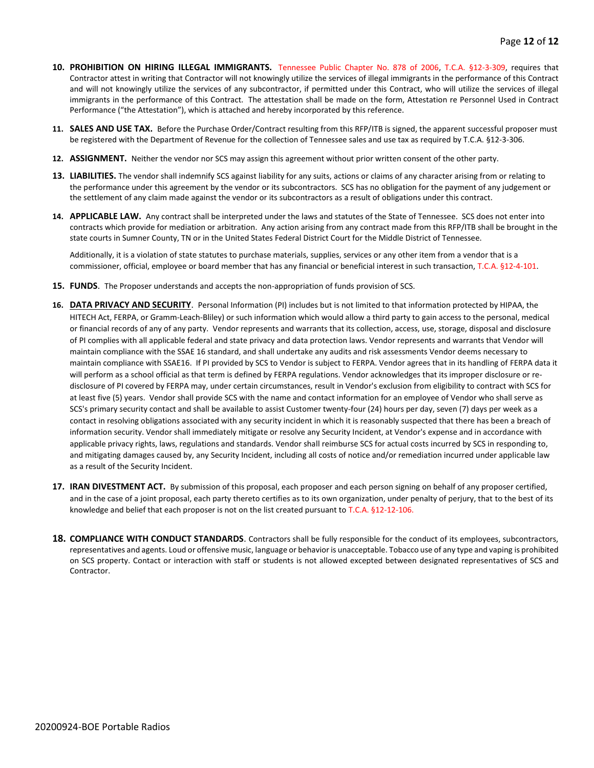10. **PROHIBITION ON HIRING ILLEGAL IMMIGRANTS.** Tennessee Public Chapter No. 878 of 2006, T.C.A. §12-3-309, requires that Contractor attest in writing that Contractor will not knowingly utilize the services of illegal immigrants in the performance of this Contract and will not knowingly utilize the services of any subcontractor, if permitted under this Contract, who will utilize the services of illegal immigrants in the performance of this Contract. The attestation shall be made on the form, Attestation re Personnel Used in Contract Performance ("the Attestation"), which is attached and hereby incorporated by this reference.

11. **SALES AND USE TAX.** Before the Purchase Order/Contract resulting from this RFP/ITB is signed, the apparent successful proposer must be registered with the Department of Revenue for the collection of Tennessee sales and use tax as required by T.C.A. §12-3-306.

12. **ASSIGNMENT.** Neither the vendor nor SCS may assign this agreement without prior written consent of the other party.

13. **LIABILITIES.** The vendor shall indemnify SCS against liability for any suits, actions or claims of any character arising from or relating to the performance under this agreement by the vendor or its subcontractors. SCS has no obligation for the payment of any judgement or the settlement of any claim made against the vendor or its subcontractors as a result of obligations under this contract.

14. **APPLICABLE LAW.** Any contract shall be interpreted under the laws and statutes of the State of Tennessee. SCS does not enter into contracts which provide for mediation or arbitration. Any action arising from any contract made from this RFP/ITB shall be brought in the state courts in Sumner County, TN or in the United States Federal District Court for the Middle District of Tennessee.

    Additionally, it is a violation of state statutes to purchase materials, supplies, services or any other item from a vendor that is a commissioner, official, employee or board member that has any financial or beneficial interest in such transaction, T.C.A. §12-4-101.

15. **FUNDS**. The Proposer understands and accepts the non-appropriation of funds provision of SCS.

16. **DATA PRIVACY AND SECURITY**. Personal Information (PI) includes but is not limited to that information protected by HIPAA, the HITECH Act, FERPA, or Gramm-Leach-Bliley) or such information which would allow a third party to gain access to the personal, medical or financial records of any of any party. Vendor represents and warrants that its collection, access, use, storage, disposal and disclosure of PI complies with all applicable federal and state privacy and data protection laws. Vendor represents and warrants that Vendor will maintain compliance with the SSAE 16 standard, and shall undertake any audits and risk assessments Vendor deems necessary to maintain compliance with SSAE16. If PI provided by SCS to Vendor is subject to FERPA. Vendor agrees that in its handling of FERPA data it will perform as a school official as that term is defined by FERPA regulations. Vendor acknowledges that its improper disclosure or re-disclosure of PI covered by FERPA may, under certain circumstances, result in Vendor's exclusion from eligibility to contract with SCS for at least five (5) years. Vendor shall provide SCS with the name and contact information for an employee of Vendor who shall serve as SCS's primary security contact and shall be available to assist Customer twenty-four (24) hours per day, seven (7) days per week as a contact in resolving obligations associated with any security incident in which it is reasonably suspected that there has been a breach of information security. Vendor shall immediately mitigate or resolve any Security Incident, at Vendor's expense and in accordance with applicable privacy rights, laws, regulations and standards. Vendor shall reimburse SCS for actual costs incurred by SCS in responding to, and mitigating damages caused by, any Security Incident, including all costs of notice and/or remediation incurred under applicable law as a result of the Security Incident.

17. **IRAN DIVESTMENT ACT.** By submission of this proposal, each proposer and each person signing on behalf of any proposer certified, and in the case of a joint proposal, each party thereto certifies as to its own organization, under penalty of perjury, that to the best of its knowledge and belief that each proposer is not on the list created pursuant to T.C.A. §12-12-106.

18. **COMPLIANCE WITH CONDUCT STANDARDS**. Contractors shall be fully responsible for the conduct of its employees, subcontractors, representatives and agents. Loud or offensive music, language or behavior is unacceptable. Tobacco use of any type and vaping is prohibited on SCS property. Contact or interaction with staff or students is not allowed excepted between designated representatives of SCS and Contractor.

20200924-BOE Portable Radios